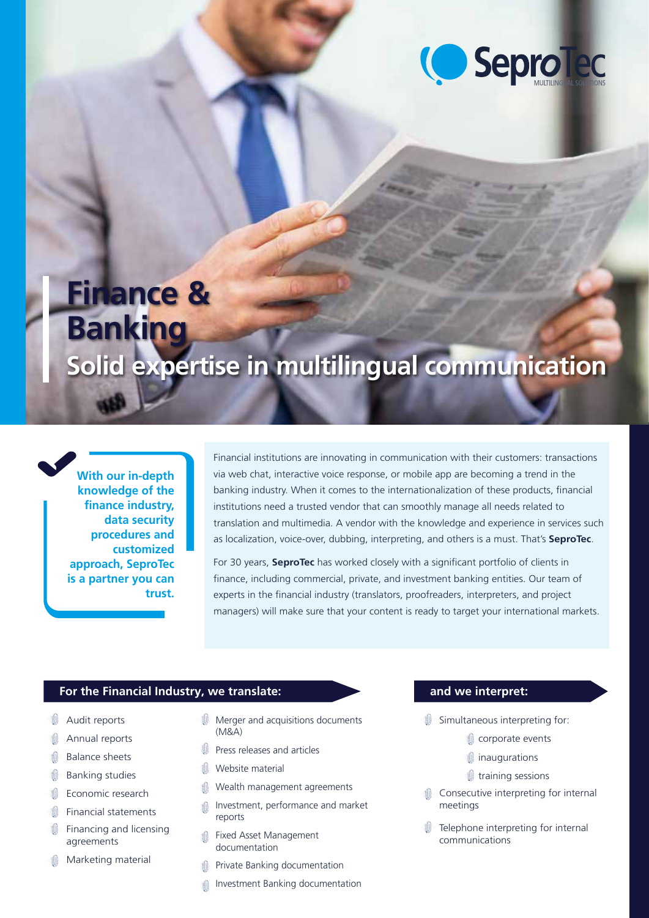SeproTec MULTILINGUAL SOLUTIONS

# Finance & Banking

## Solid expertise in multilingual communication

**With our in-depth knowledge of the finance industry, data security procedures and customized approach, SeproTec is a partner you can trust.**

Financial institutions are innovating in communication with their customers: transactions via web chat, interactive voice response, or mobile app are becoming a trend in the banking industry. When it comes to the internationalization of these products, financial institutions need a trusted vendor that can smoothly manage all needs related to translation and multimedia. A vendor with the knowledge and experience in services such as localization, voice-over, dubbing, interpreting, and others is a must. That's **SeproTec**.

For 30 years, **SeproTec** has worked closely with a significant portfolio of clients in finance, including commercial, private, and investment banking entities. Our team of experts in the financial industry (translators, proofreaders, interpreters, and project managers) will make sure that your content is ready to target your international markets.

### For the Financial Industry, we translate:

- Audit reports
- Annual reports
- Balance sheets
- Banking studies
- Economic research
- Financial statements
- Financing and licensing agreements
- Marketing material
- Merger and acquisitions documents (M&A)
- Press releases and articles
- Website material
- Wealth management agreements
- Investment, performance and market reports
- Fixed Asset Management documentation
- Private Banking documentation
- Investment Banking documentation

### and we interpret:

- Simultaneous interpreting for:
  - corporate events
  - inaugurations
  - training sessions
- Consecutive interpreting for internal meetings
- Telephone interpreting for internal communications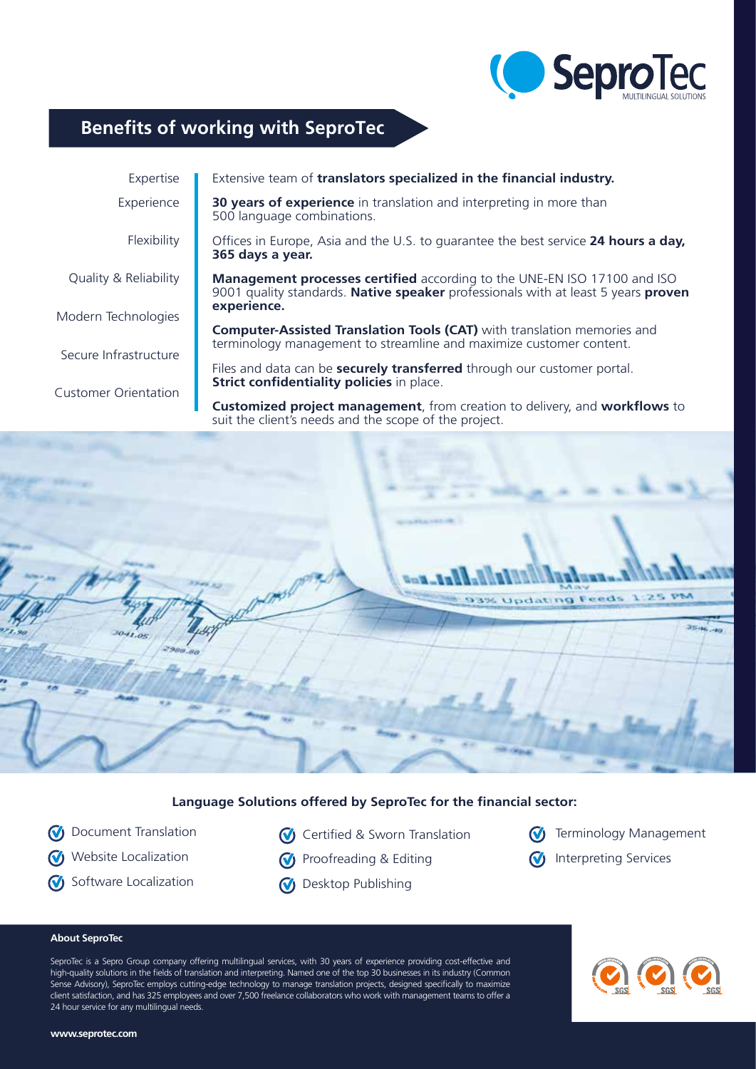## Benefits of working with SeproTec

| | |
|---|---|
| Expertise | Extensive team of **translators specialized in the financial industry.** |
| Experience | **30 years of experience** in translation and interpreting in more than 500 language combinations. |
| Flexibility | Offices in Europe, Asia and the U.S. to guarantee the best service **24 hours a day, 365 days a year.** |
| Quality & Reliability | **Management processes certified** according to the UNE-EN ISO 17100 and ISO 9001 quality standards. **Native speaker** professionals with at least 5 years **proven experience.** |
| Modern Technologies | **Computer-Assisted Translation Tools (CAT)** with translation memories and terminology management to streamline and maximize customer content. |
| Secure Infrastructure | Files and data can be **securely transferred** through our customer portal. **Strict confidentiality policies** in place. |
| Customer Orientation | **Customized project management**, from creation to delivery, and **workflows** to suit the client's needs and the scope of the project. |

**Language Solutions offered by SeproTec for the financial sector:**

- Document Translation
- Website Localization
- Software Localization
- Certified & Sworn Translation
- Proofreading & Editing
- Desktop Publishing
- Terminology Management
- Interpreting Services

**About SeproTec**

SeproTec is a Sepro Group company offering multilingual services, with 30 years of experience providing cost-effective and high-quality solutions in the fields of translation and interpreting. Named one of the top 30 businesses in its industry (Common Sense Advisory), SeproTec employs cutting-edge technology to manage translation projects, designed specifically to maximize client satisfaction, and has 325 employees and over 7,500 freelance collaborators who work with management teams to offer a 24 hour service for any multilingual needs.

**www.seprotec.com**